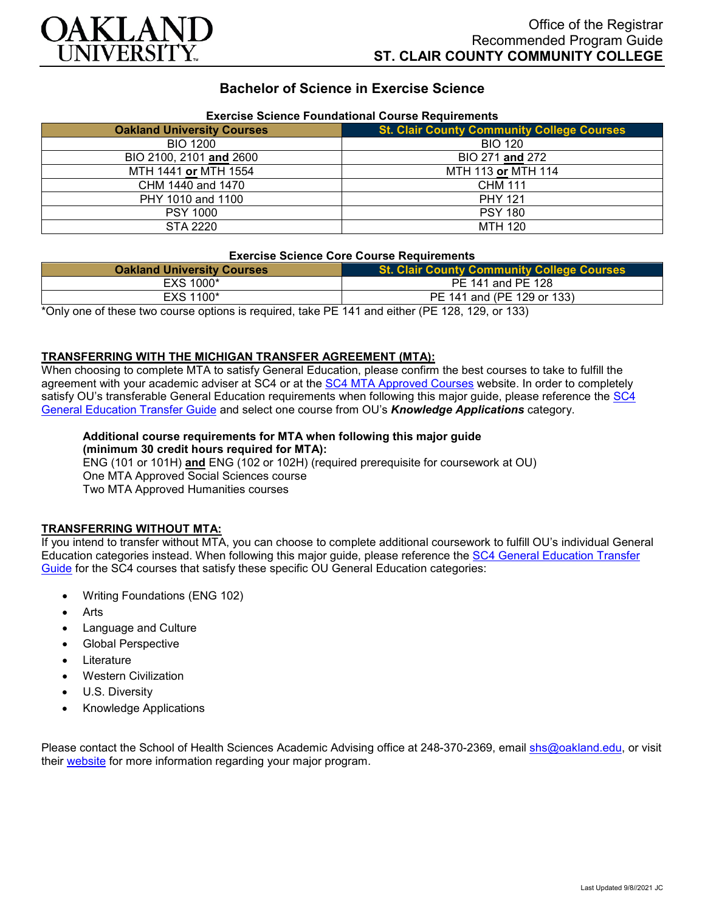OAKLAND UNIVERSITY

Office of the Registrar
Recommended Program Guide
**ST. CLAIR COUNTY COMMUNITY COLLEGE**

# Bachelor of Science in Exercise Science

**Exercise Science Foundational Course Requirements**

| Oakland University Courses | St. Clair County Community College Courses |
|---|---|
| BIO 1200 | BIO 120 |
| BIO 2100, 2101 **and** 2600 | BIO 271 **and** 272 |
| MTH 1441 **or** MTH 1554 | MTH 113 **or** MTH 114 |
| CHM 1440 and 1470 | CHM 111 |
| PHY 1010 and 1100 | PHY 121 |
| PSY 1000 | PSY 180 |
| STA 2220 | MTH 120 |

**Exercise Science Core Course Requirements**

| Oakland University Courses | St. Clair County Community College Courses |
|---|---|
| EXS 1000* | PE 141 and PE 128 |
| EXS 1100* | PE 141 and (PE 129 or 133) |

*Only one of these two course options is required, take PE 141 and either (PE 128, 129, or 133)

## TRANSFERRING WITH THE MICHIGAN TRANSFER AGREEMENT (MTA):

When choosing to complete MTA to satisfy General Education, please confirm the best courses to take to fulfill the agreement with your academic adviser at SC4 or at the SC4 MTA Approved Courses website. In order to completely satisfy OU's transferable General Education requirements when following this major guide, please reference the SC4 General Education Transfer Guide and select one course from OU's ***Knowledge Applications*** category.

**Additional course requirements for MTA when following this major guide (minimum 30 credit hours required for MTA):**
ENG (101 or 101H) **and** ENG (102 or 102H) (required prerequisite for coursework at OU)
One MTA Approved Social Sciences course
Two MTA Approved Humanities courses

## TRANSFERRING WITHOUT MTA:

If you intend to transfer without MTA, you can choose to complete additional coursework to fulfill OU's individual General Education categories instead. When following this major guide, please reference the SC4 General Education Transfer Guide for the SC4 courses that satisfy these specific OU General Education categories:

- Writing Foundations (ENG 102)
- Arts
- Language and Culture
- Global Perspective
- Literature
- Western Civilization
- U.S. Diversity
- Knowledge Applications

Please contact the School of Health Sciences Academic Advising office at 248-370-2369, email shs@oakland.edu, or visit their website for more information regarding your major program.

Last Updated 9/8//2021 JC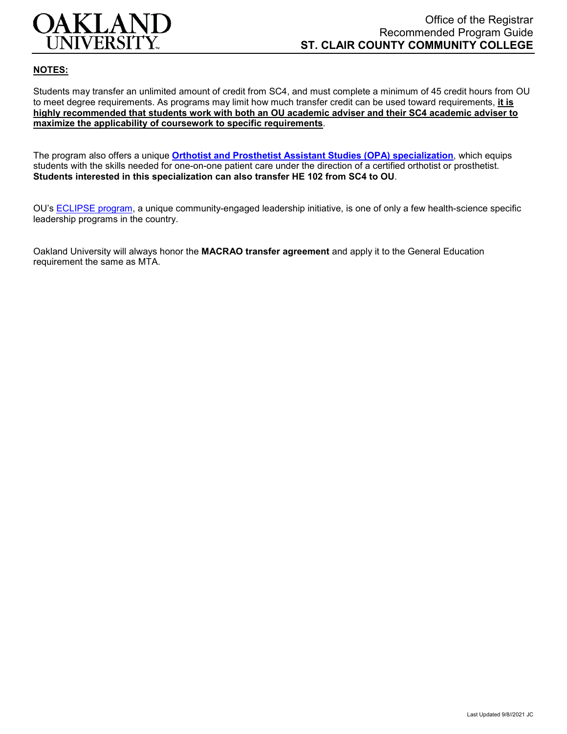**NOTES:**

Students may transfer an unlimited amount of credit from SC4, and must complete a minimum of 45 credit hours from OU to meet degree requirements. As programs may limit how much transfer credit can be used toward requirements, **it is highly recommended that students work with both an OU academic adviser and their SC4 academic adviser to maximize the applicability of coursework to specific requirements**.

The program also offers a unique **Orthotist and Prosthetist Assistant Studies (OPA) specialization**, which equips students with the skills needed for one-on-one patient care under the direction of a certified orthotist or prosthetist. **Students interested in this specialization can also transfer HE 102 from SC4 to OU**.

OU's ECLIPSE program, a unique community-engaged leadership initiative, is one of only a few health-science specific leadership programs in the country.

Oakland University will always honor the **MACRAO transfer agreement** and apply it to the General Education requirement the same as MTA.

Last Updated 9/8//2021 JC